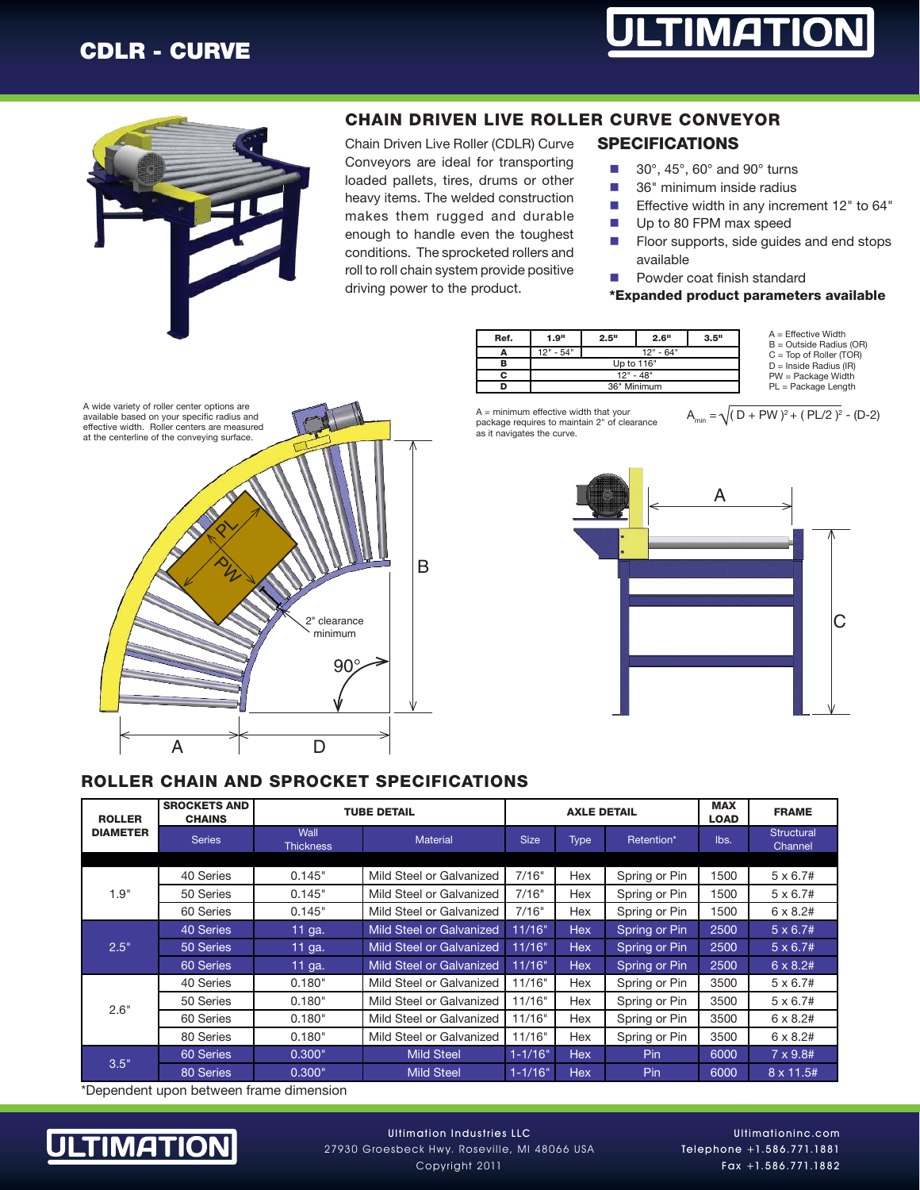# CDLR - CURVE

## CHAIN DRIVEN LIVE ROLLER CURVE CONVEYOR

Chain Driven Live Roller (CDLR) Curve Conveyors are ideal for transporting loaded pallets, tires, drums or other heavy items. The welded construction makes them rugged and durable enough to handle even the toughest conditions. The sprocketed rollers and roll to roll chain system provide positive driving power to the product.

### SPECIFICATIONS

- 30°, 45°, 60° and 90° turns
- 36" minimum inside radius
- Effective width in any increment 12" to 64"
- Up to 80 FPM max speed
- Floor supports, side guides and end stops available
- Powder coat finish standard

**\*Expanded product parameters available**

| Ref. | 1.9" | 2.5" | 2.6" | 3.5" |
|---|---|---|---|---|
| A | 12" - 54" | 12" - 64" | | |
| B | Up to 116" | | | |
| C | 12" - 48" | | | |
| D | 36" Minimum | | | |

A = Effective Width
B = Outside Radius (OR)
C = Top of Roller (TOR)
D = Inside Radius (IR)
PW = Package Width
PL = Package Length

A = minimum effective width that your package requires to maintain 2" of clearance as it navigates the curve.

$$A_{min} = \sqrt{(D + PW)^2 + (PL/2)^2} - (D-2)$$

A wide variety of roller center options are available based on your specific radius and effective width. Roller centers are measured at the centerline of the conveying surface.

## ROLLER CHAIN AND SPROCKET SPECIFICATIONS

| ROLLER DIAMETER | SROCKETS AND CHAINS | TUBE DETAIL | | AXLE DETAIL | | | MAX LOAD | FRAME |
|---|---|---|---|---|---|---|---|---|
| | Series | Wall Thickness | Material | Size | Type | Retention* | lbs. | Structural Channel |
| 1.9" | 40 Series | 0.145" | Mild Steel or Galvanized | 7/16" | Hex | Spring or Pin | 1500 | 5 x 6.7# |
| | 50 Series | 0.145" | Mild Steel or Galvanized | 7/16" | Hex | Spring or Pin | 1500 | 5 x 6.7# |
| | 60 Series | 0.145" | Mild Steel or Galvanized | 7/16" | Hex | Spring or Pin | 1500 | 6 x 8.2# |
| 2.5" | 40 Series | 11 ga. | Mild Steel or Galvanized | 11/16" | Hex | Spring or Pin | 2500 | 5 x 6.7# |
| | 50 Series | 11 ga. | Mild Steel or Galvanized | 11/16" | Hex | Spring or Pin | 2500 | 5 x 6.7# |
| | 60 Series | 11 ga. | Mild Steel or Galvanized | 11/16" | Hex | Spring or Pin | 2500 | 6 x 8.2# |
| 2.6" | 40 Series | 0.180" | Mild Steel or Galvanized | 11/16" | Hex | Spring or Pin | 3500 | 5 x 6.7# |
| | 50 Series | 0.180" | Mild Steel or Galvanized | 11/16" | Hex | Spring or Pin | 3500 | 5 x 6.7# |
| | 60 Series | 0.180" | Mild Steel or Galvanized | 11/16" | Hex | Spring or Pin | 3500 | 6 x 8.2# |
| | 80 Series | 0.180" | Mild Steel or Galvanized | 11/16" | Hex | Spring or Pin | 3500 | 6 x 8.2# |
| 3.5" | 60 Series | 0.300" | Mild Steel | 1-1/16" | Hex | Pin | 6000 | 7 x 9.8# |
| | 80 Series | 0.300" | Mild Steel | 1-1/16" | Hex | Pin | 6000 | 8 x 11.5# |

*Dependent upon between frame dimension

Ultimation Industries LLC
27930 Groesbeck Hwy. Roseville, MI 48066 USA
Copyright 2011

Ultimationinc.com
Telephone +1.586.771.1881
Fax +1.586.771.1882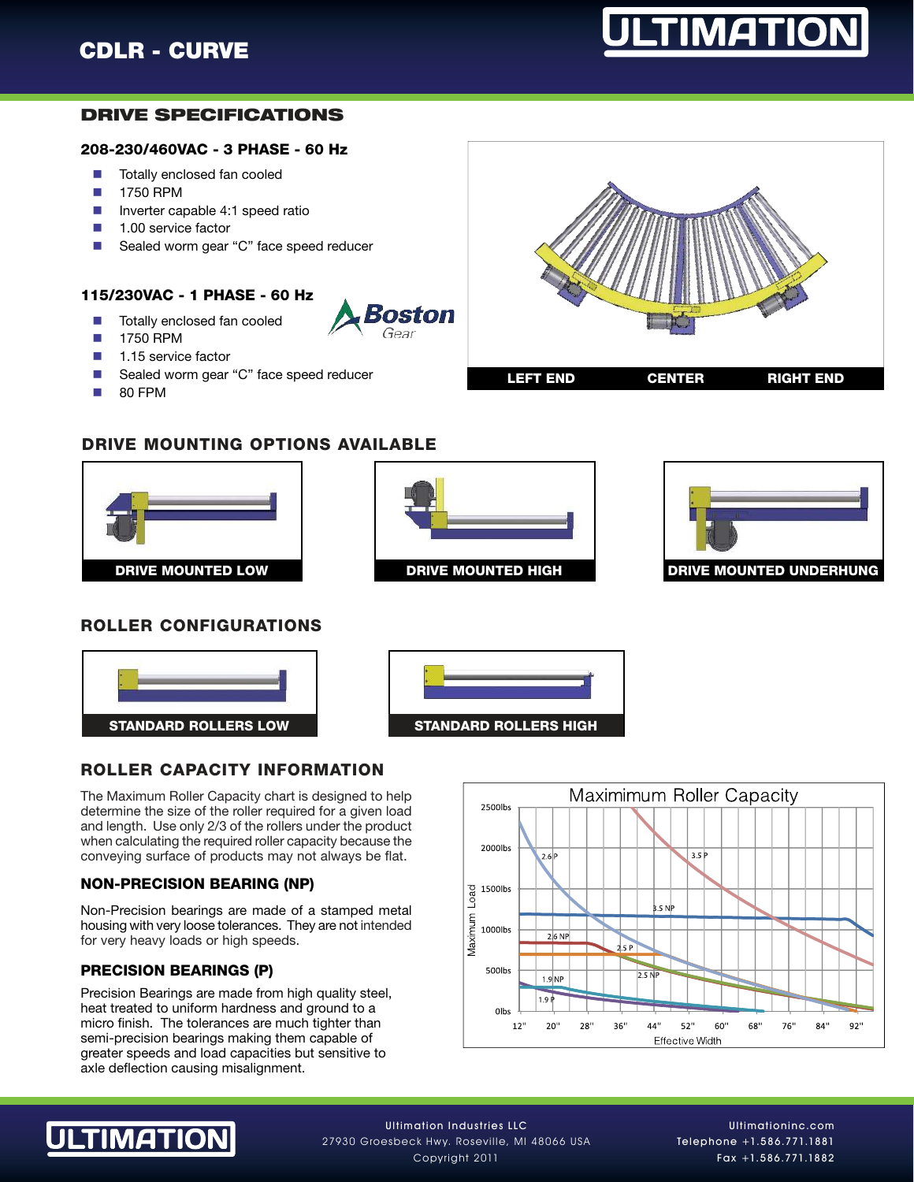# CDLR - CURVE

## DRIVE SPECIFICATIONS

### 208-230/460VAC - 3 PHASE - 60 Hz

- Totally enclosed fan cooled
- 1750 RPM
- Inverter capable 4:1 speed ratio
- 1.00 service factor
- Sealed worm gear "C" face speed reducer

### 115/230VAC - 1 PHASE - 60 Hz

Boston Gear

- Totally enclosed fan cooled
- 1750 RPM
- 1.15 service factor
- Sealed worm gear "C" face speed reducer
- 80 FPM

LEFT END | CENTER | RIGHT END

## DRIVE MOUNTING OPTIONS AVAILABLE

DRIVE MOUNTED LOW

DRIVE MOUNTED HIGH

DRIVE MOUNTED UNDERHUNG

## ROLLER CONFIGURATIONS

STANDARD ROLLERS LOW

STANDARD ROLLERS HIGH

## ROLLER CAPACITY INFORMATION

The Maximum Roller Capacity chart is designed to help determine the size of the roller required for a given load and length. Use only 2/3 of the rollers under the product when calculating the required roller capacity because the conveying surface of products may not always be flat.

### NON-PRECISION BEARING (NP)

Non-Precision bearings are made of a stamped metal housing with very loose tolerances. They are not intended for very heavy loads or high speeds.

### PRECISION BEARINGS (P)

Precision Bearings are made from high quality steel, heat treated to uniform hardness and ground to a micro finish. The tolerances are much tighter than semi-precision bearings making them capable of greater speeds and load capacities but sensitive to axle deflection causing misalignment.

Maximimum Roller Capacity

Maximum Load

2500lbs
2000lbs
1500lbs
1000lbs
500lbs
0lbs

12" 20" 28" 36" 44" 52" 60" 68" 76" 84" 92"

Effective Width

2.6 P
3.5 P
3.5 NP
2.6 NP
2.5 P
2.5 NP
1.9 NP
1.9 P